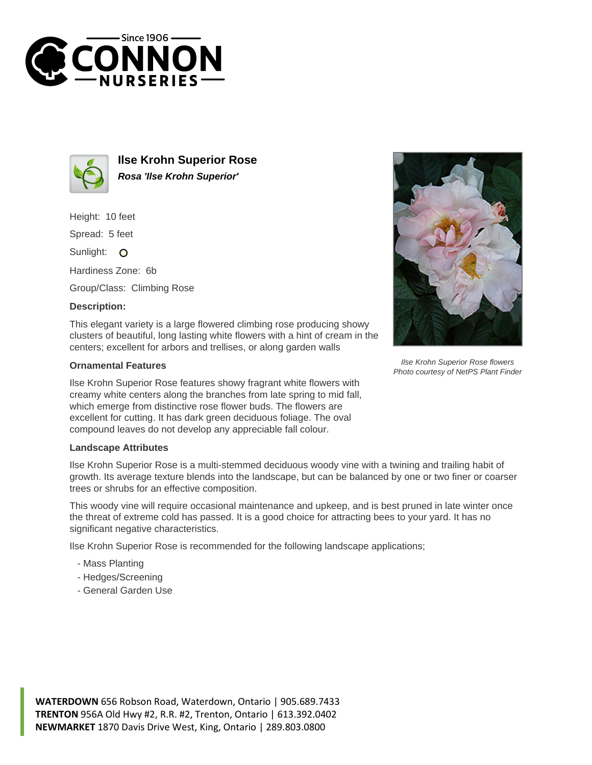# Ilse Krohn Superior Rose

***Rosa 'Ilse Krohn Superior'***

Height: 10 feet

Spread: 5 feet

Sunlight: O

Hardiness Zone: 6b

Group/Class: Climbing Rose

### Description:

This elegant variety is a large flowered climbing rose producing showy clusters of beautiful, long lasting white flowers with a hint of cream in the centers; excellent for arbors and trellises, or along garden walls

*Ilse Krohn Superior Rose flowers*
*Photo courtesy of NetPS Plant Finder*

### Ornamental Features

Ilse Krohn Superior Rose features showy fragrant white flowers with creamy white centers along the branches from late spring to mid fall, which emerge from distinctive rose flower buds. The flowers are excellent for cutting. It has dark green deciduous foliage. The oval compound leaves do not develop any appreciable fall colour.

### Landscape Attributes

Ilse Krohn Superior Rose is a multi-stemmed deciduous woody vine with a twining and trailing habit of growth. Its average texture blends into the landscape, but can be balanced by one or two finer or coarser trees or shrubs for an effective composition.

This woody vine will require occasional maintenance and upkeep, and is best pruned in late winter once the threat of extreme cold has passed. It is a good choice for attracting bees to your yard. It has no significant negative characteristics.

Ilse Krohn Superior Rose is recommended for the following landscape applications;

- Mass Planting
- Hedges/Screening
- General Garden Use

**WATERDOWN** 656 Robson Road, Waterdown, Ontario | 905.689.7433
**TRENTON** 956A Old Hwy #2, R.R. #2, Trenton, Ontario | 613.392.0402
**NEWMARKET** 1870 Davis Drive West, King, Ontario | 289.803.0800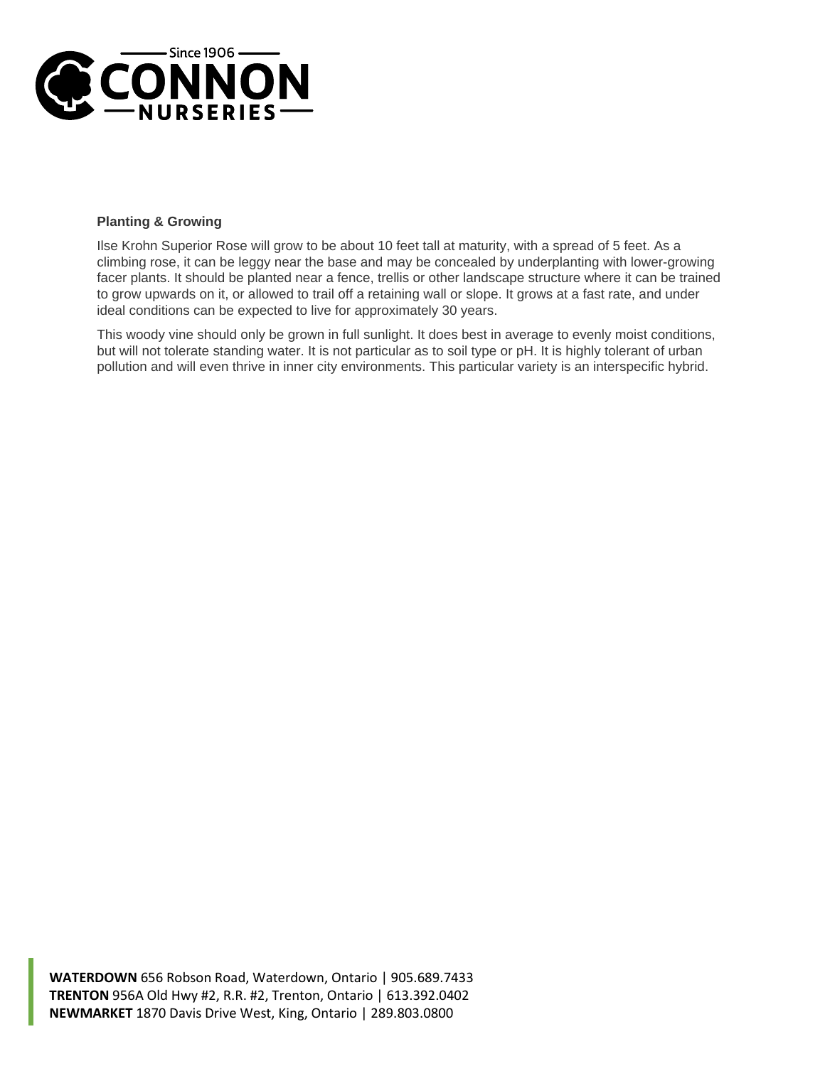### Planting & Growing

Ilse Krohn Superior Rose will grow to be about 10 feet tall at maturity, with a spread of 5 feet. As a climbing rose, it can be leggy near the base and may be concealed by underplanting with lower-growing facer plants. It should be planted near a fence, trellis or other landscape structure where it can be trained to grow upwards on it, or allowed to trail off a retaining wall or slope. It grows at a fast rate, and under ideal conditions can be expected to live for approximately 30 years.

This woody vine should only be grown in full sunlight. It does best in average to evenly moist conditions, but will not tolerate standing water. It is not particular as to soil type or pH. It is highly tolerant of urban pollution and will even thrive in inner city environments. This particular variety is an interspecific hybrid.